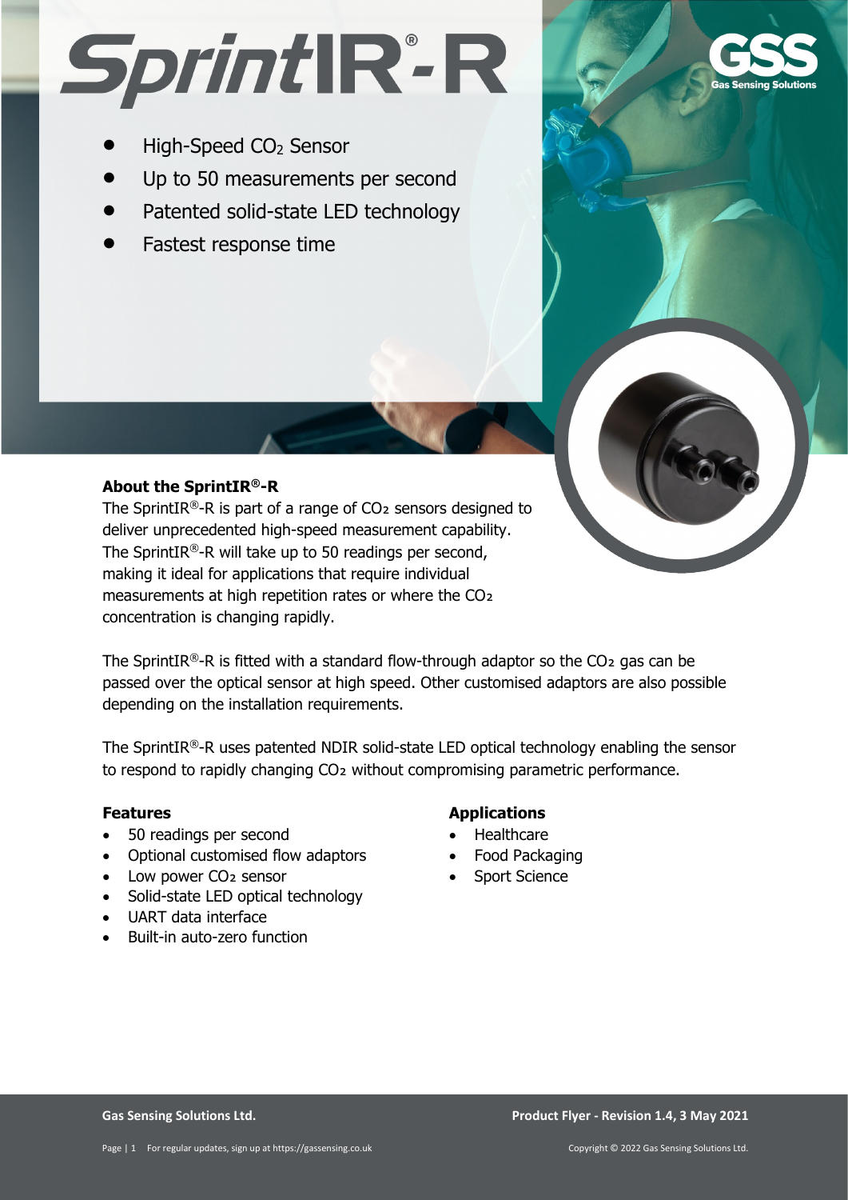# SprintIR®-R

- High-Speed $CO_2$ Sensor
- Up to 50 measurements per second
- Patented solid-state LED technology
- Fastest response time

### About the SprintIR®-R

The SprintIR®-R is part of a range of $CO_2$ sensors designed to deliver unprecedented high-speed measurement capability. The SprintIR®-R will take up to 50 readings per second, making it ideal for applications that require individual measurements at high repetition rates or where the $CO_2$ concentration is changing rapidly.

The SprintIR®-R is fitted with a standard flow-through adaptor so the $CO_2$ gas can be passed over the optical sensor at high speed. Other customised adaptors are also possible depending on the installation requirements.

The SprintIR®-R uses patented NDIR solid-state LED optical technology enabling the sensor to respond to rapidly changing $CO_2$ without compromising parametric performance.

### Features

- 50 readings per second
- Optional customised flow adaptors
- Low power $CO_2$ sensor
- Solid-state LED optical technology
- UART data interface
- Built-in auto-zero function

### Applications

- Healthcare
- Food Packaging
- Sport Science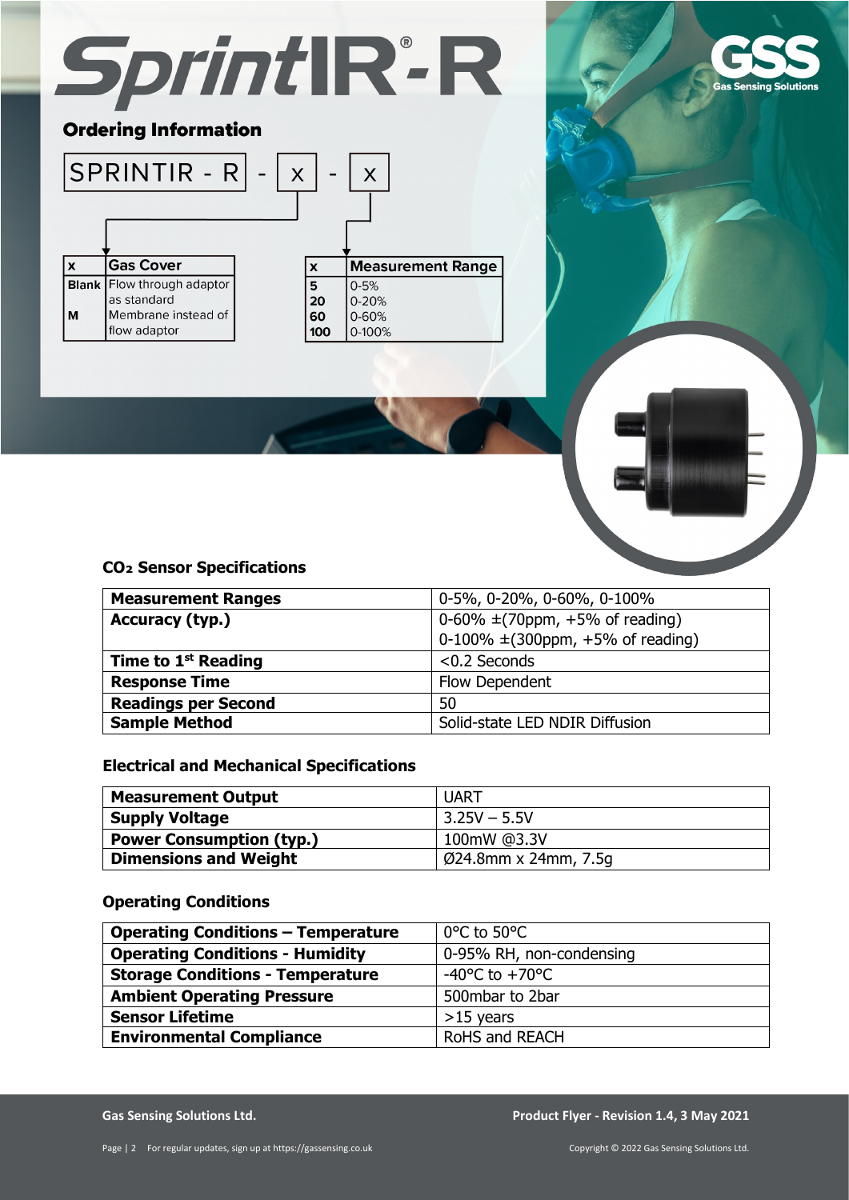# SprintIR®-R

## Ordering Information

SPRINTIR - R - x - x

| x | Gas Cover |
|---|---|
| Blank | Flow through adaptor as standard |
| M | Membrane instead of flow adaptor |

| x | Measurement Range |
|---|---|
| 5 | 0-5% |
| 20 | 0-20% |
| 60 | 0-60% |
| 100 | 0-100% |

### $CO_2$ Sensor Specifications

| | |
|---|---|
| **Measurement Ranges** | 0-5%, 0-20%, 0-60%, 0-100% |
| **Accuracy (typ.)** | 0-60% ±(70ppm, +5% of reading)<br>0-100% ±(300ppm, +5% of reading) |
| **Time to 1st Reading** | <0.2 Seconds |
| **Response Time** | Flow Dependent |
| **Readings per Second** | 50 |
| **Sample Method** | Solid-state LED NDIR Diffusion |

### Electrical and Mechanical Specifications

| | |
|---|---|
| **Measurement Output** | UART |
| **Supply Voltage** | 3.25V – 5.5V |
| **Power Consumption (typ.)** | 100mW @3.3V |
| **Dimensions and Weight** | Ø24.8mm x 24mm, 7.5g |

### Operating Conditions

| | |
|---|---|
| **Operating Conditions – Temperature** | 0°C to 50°C |
| **Operating Conditions - Humidity** | 0-95% RH, non-condensing |
| **Storage Conditions - Temperature** | -40°C to +70°C |
| **Ambient Operating Pressure** | 500mbar to 2bar |
| **Sensor Lifetime** | >15 years |
| **Environmental Compliance** | RoHS and REACH |

**Gas Sensing Solutions Ltd.** **Product Flyer - Revision 1.4, 3 May 2021**

For regular updates, sign up at https://gassensing.co.uk

Copyright © 2022 Gas Sensing Solutions Ltd.